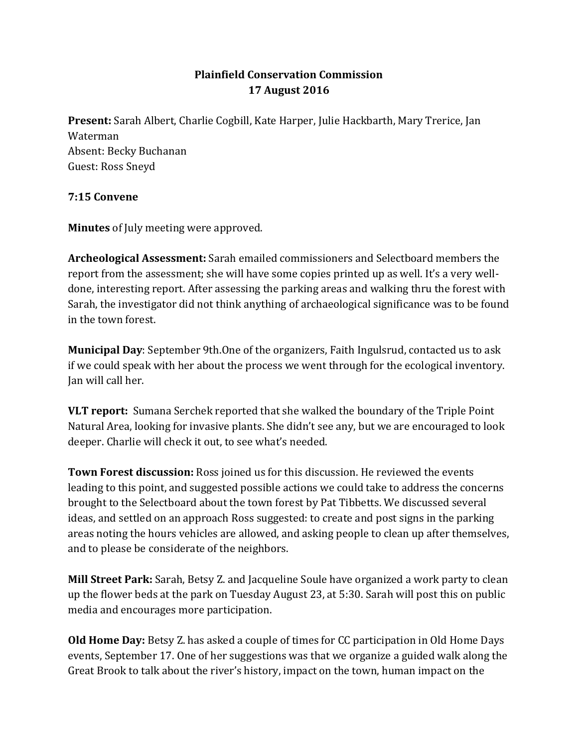**Plainfield Conservation Commission**
**17 August 2016**

**Present:** Sarah Albert, Charlie Cogbill, Kate Harper, Julie Hackbarth, Mary Trerice, Jan Waterman
Absent: Becky Buchanan
Guest: Ross Sneyd

**7:15 Convene**

**Minutes** of July meeting were approved.

**Archeological Assessment:** Sarah emailed commissioners and Selectboard members the report from the assessment; she will have some copies printed up as well. It's a very well-done, interesting report. After assessing the parking areas and walking thru the forest with Sarah, the investigator did not think anything of archaeological significance was to be found in the town forest.

**Municipal Day**: September 9th.One of the organizers, Faith Ingulsrud, contacted us to ask if we could speak with her about the process we went through for the ecological inventory. Jan will call her.

**VLT report:** Sumana Serchek reported that she walked the boundary of the Triple Point Natural Area, looking for invasive plants. She didn't see any, but we are encouraged to look deeper. Charlie will check it out, to see what's needed.

**Town Forest discussion:** Ross joined us for this discussion. He reviewed the events leading to this point, and suggested possible actions we could take to address the concerns brought to the Selectboard about the town forest by Pat Tibbetts. We discussed several ideas, and settled on an approach Ross suggested: to create and post signs in the parking areas noting the hours vehicles are allowed, and asking people to clean up after themselves, and to please be considerate of the neighbors.

**Mill Street Park:** Sarah, Betsy Z. and Jacqueline Soule have organized a work party to clean up the flower beds at the park on Tuesday August 23, at 5:30. Sarah will post this on public media and encourages more participation.

**Old Home Day:** Betsy Z. has asked a couple of times for CC participation in Old Home Days events, September 17. One of her suggestions was that we organize a guided walk along the Great Brook to talk about the river's history, impact on the town, human impact on the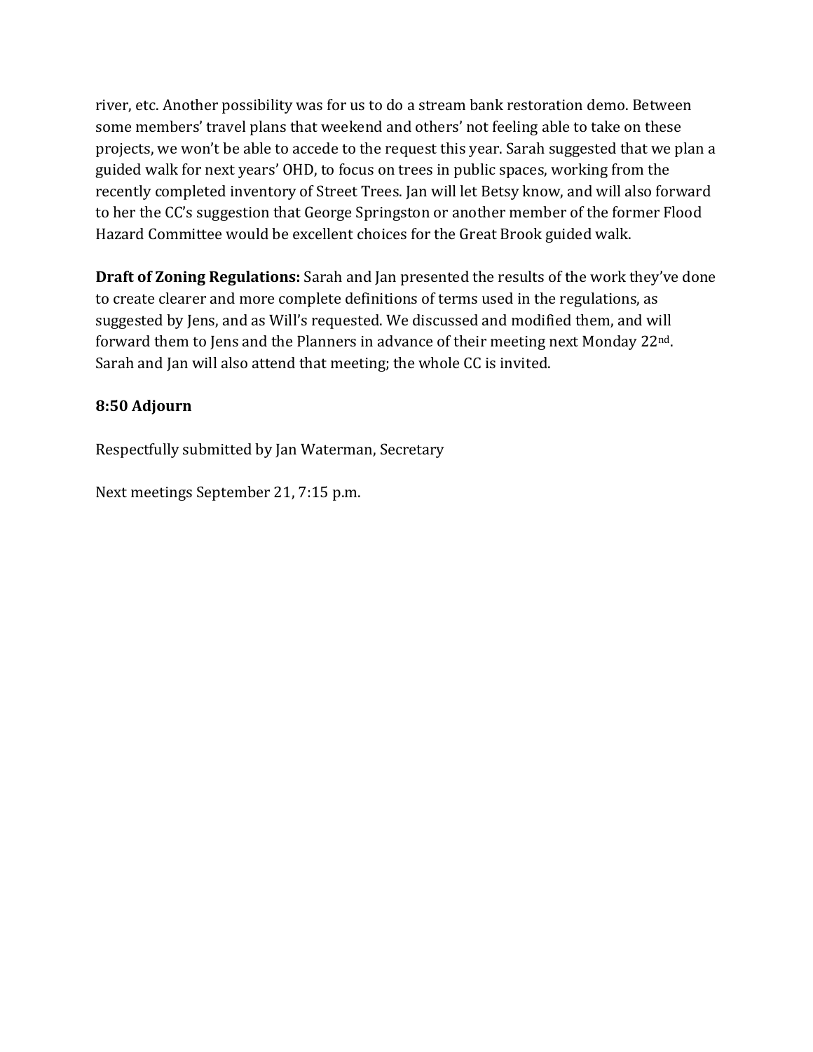river, etc. Another possibility was for us to do a stream bank restoration demo. Between some members' travel plans that weekend and others' not feeling able to take on these projects, we won't be able to accede to the request this year. Sarah suggested that we plan a guided walk for next years' OHD, to focus on trees in public spaces, working from the recently completed inventory of Street Trees. Jan will let Betsy know, and will also forward to her the CC's suggestion that George Springston or another member of the former Flood Hazard Committee would be excellent choices for the Great Brook guided walk.

**Draft of Zoning Regulations:** Sarah and Jan presented the results of the work they've done to create clearer and more complete definitions of terms used in the regulations, as suggested by Jens, and as Will's requested. We discussed and modified them, and will forward them to Jens and the Planners in advance of their meeting next Monday 22nd. Sarah and Jan will also attend that meeting; the whole CC is invited.

**8:50 Adjourn**

Respectfully submitted by Jan Waterman, Secretary

Next meetings September 21, 7:15 p.m.